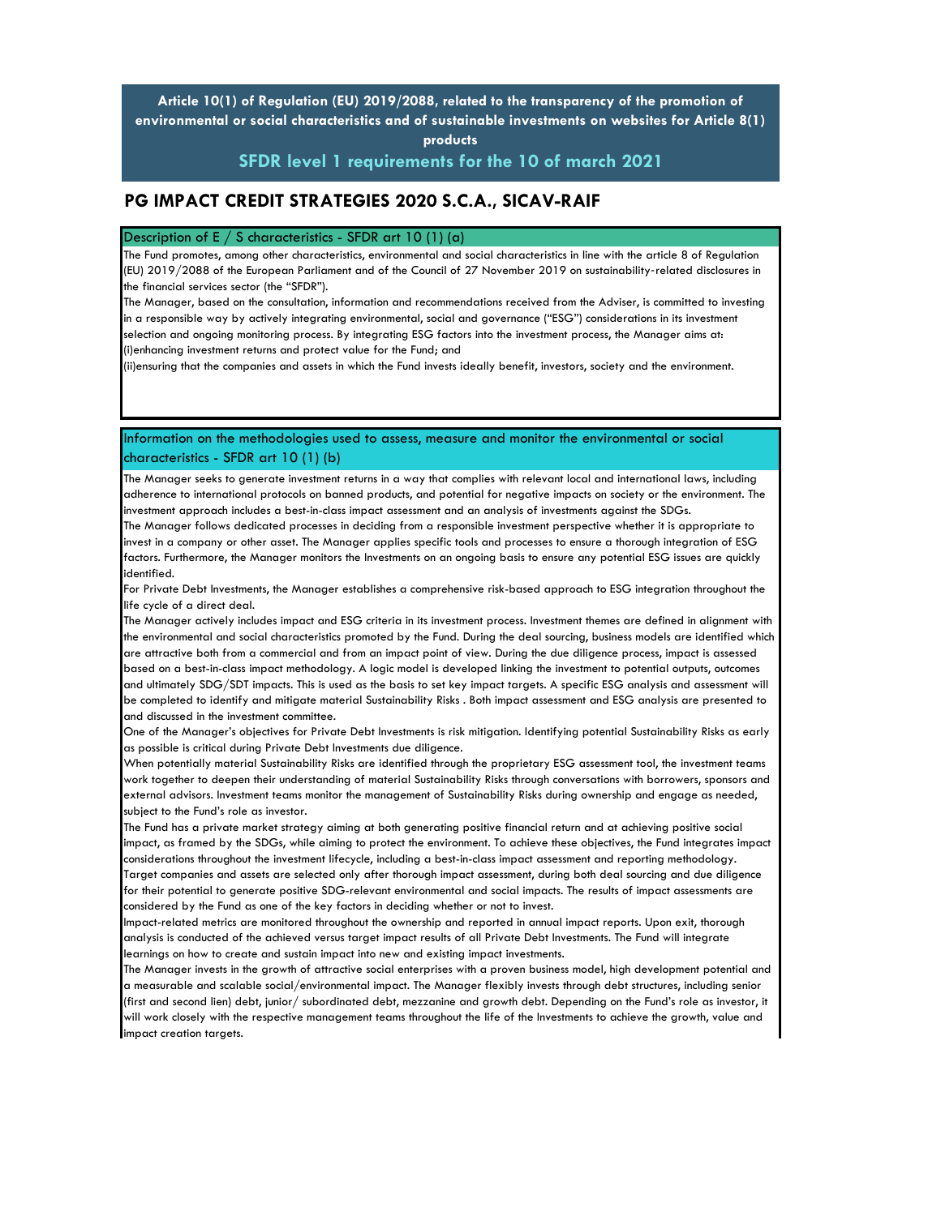**Article 10(1) of Regulation (EU) 2019/2088, related to the transparency of the promotion of environmental or social characteristics and of sustainable investments on websites for Article 8(1) products**

**SFDR level 1 requirements for the 10 of march 2021**

# PG IMPACT CREDIT STRATEGIES 2020 S.C.A., SICAV-RAIF

## Description of E / S characteristics - SFDR art 10 (1) (a)

The Fund promotes, among other characteristics, environmental and social characteristics in line with the article 8 of Regulation (EU) 2019/2088 of the European Parliament and of the Council of 27 November 2019 on sustainability-related disclosures in the financial services sector (the "SFDR").

The Manager, based on the consultation, information and recommendations received from the Adviser, is committed to investing in a responsible way by actively integrating environmental, social and governance ("ESG") considerations in its investment selection and ongoing monitoring process. By integrating ESG factors into the investment process, the Manager aims at:

(i)enhancing investment returns and protect value for the Fund; and

(ii)ensuring that the companies and assets in which the Fund invests ideally benefit, investors, society and the environment.

## Information on the methodologies used to assess, measure and monitor the environmental or social characteristics - SFDR art 10 (1) (b)

The Manager seeks to generate investment returns in a way that complies with relevant local and international laws, including adherence to international protocols on banned products, and potential for negative impacts on society or the environment. The investment approach includes a best-in-class impact assessment and an analysis of investments against the SDGs.

The Manager follows dedicated processes in deciding from a responsible investment perspective whether it is appropriate to invest in a company or other asset. The Manager applies specific tools and processes to ensure a thorough integration of ESG factors. Furthermore, the Manager monitors the Investments on an ongoing basis to ensure any potential ESG issues are quickly identified.

For Private Debt Investments, the Manager establishes a comprehensive risk-based approach to ESG integration throughout the life cycle of a direct deal.

The Manager actively includes impact and ESG criteria in its investment process. Investment themes are defined in alignment with the environmental and social characteristics promoted by the Fund. During the deal sourcing, business models are identified which are attractive both from a commercial and from an impact point of view. During the due diligence process, impact is assessed based on a best-in-class impact methodology. A logic model is developed linking the investment to potential outputs, outcomes and ultimately SDG/SDT impacts. This is used as the basis to set key impact targets. A specific ESG analysis and assessment will be completed to identify and mitigate material Sustainability Risks . Both impact assessment and ESG analysis are presented to and discussed in the investment committee.

One of the Manager's objectives for Private Debt Investments is risk mitigation. Identifying potential Sustainability Risks as early as possible is critical during Private Debt Investments due diligence.

When potentially material Sustainability Risks are identified through the proprietary ESG assessment tool, the investment teams work together to deepen their understanding of material Sustainability Risks through conversations with borrowers, sponsors and external advisors. Investment teams monitor the management of Sustainability Risks during ownership and engage as needed, subject to the Fund's role as investor.

The Fund has a private market strategy aiming at both generating positive financial return and at achieving positive social impact, as framed by the SDGs, while aiming to protect the environment. To achieve these objectives, the Fund integrates impact considerations throughout the investment lifecycle, including a best-in-class impact assessment and reporting methodology.

Target companies and assets are selected only after thorough impact assessment, during both deal sourcing and due diligence for their potential to generate positive SDG-relevant environmental and social impacts. The results of impact assessments are considered by the Fund as one of the key factors in deciding whether or not to invest.

Impact-related metrics are monitored throughout the ownership and reported in annual impact reports. Upon exit, thorough analysis is conducted of the achieved versus target impact results of all Private Debt Investments. The Fund will integrate learnings on how to create and sustain impact into new and existing impact investments.

The Manager invests in the growth of attractive social enterprises with a proven business model, high development potential and a measurable and scalable social/environmental impact. The Manager flexibly invests through debt structures, including senior (first and second lien) debt, junior/ subordinated debt, mezzanine and growth debt. Depending on the Fund's role as investor, it will work closely with the respective management teams throughout the life of the Investments to achieve the growth, value and impact creation targets.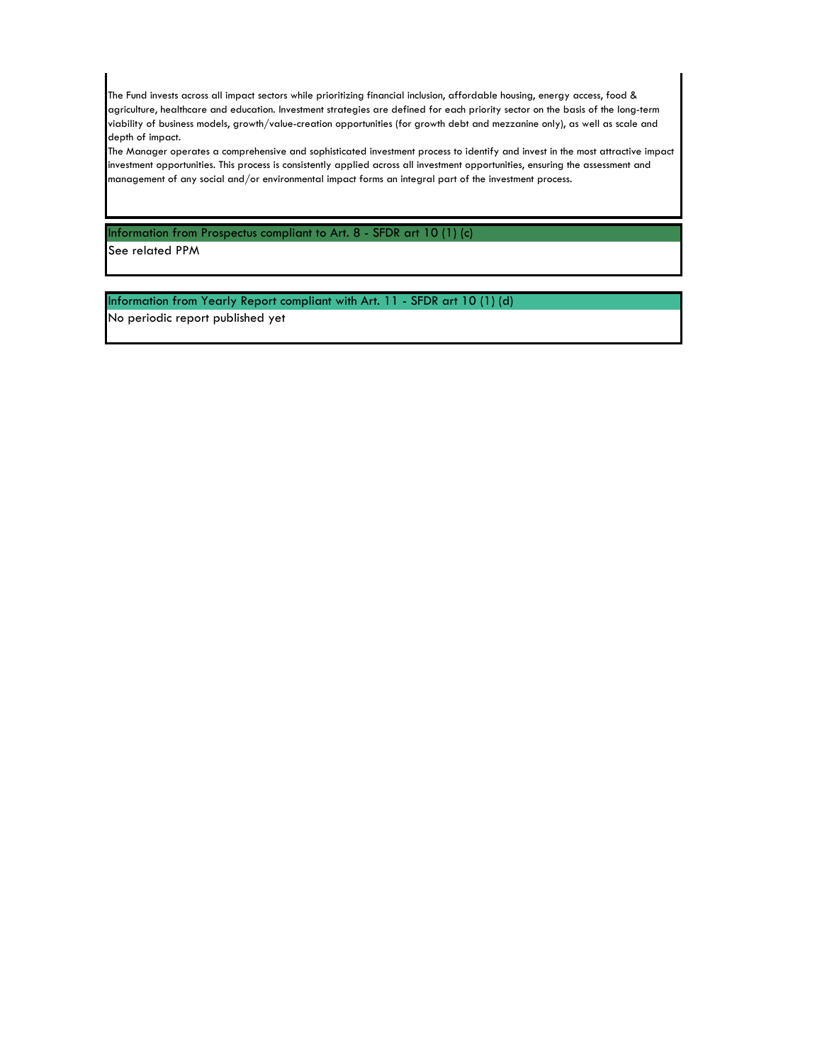The Fund invests across all impact sectors while prioritizing financial inclusion, affordable housing, energy access, food & agriculture, healthcare and education. Investment strategies are defined for each priority sector on the basis of the long-term viability of business models, growth/value-creation opportunities (for growth debt and mezzanine only), as well as scale and depth of impact.
The Manager operates a comprehensive and sophisticated investment process to identify and invest in the most attractive impact investment opportunities. This process is consistently applied across all investment opportunities, ensuring the assessment and management of any social and/or environmental impact forms an integral part of the investment process.

## Information from Prospectus compliant to Art. 8 - SFDR art 10 (1) (c)

See related PPM

## Information from Yearly Report compliant with Art. 11 - SFDR art 10 (1) (d)

No periodic report published yet